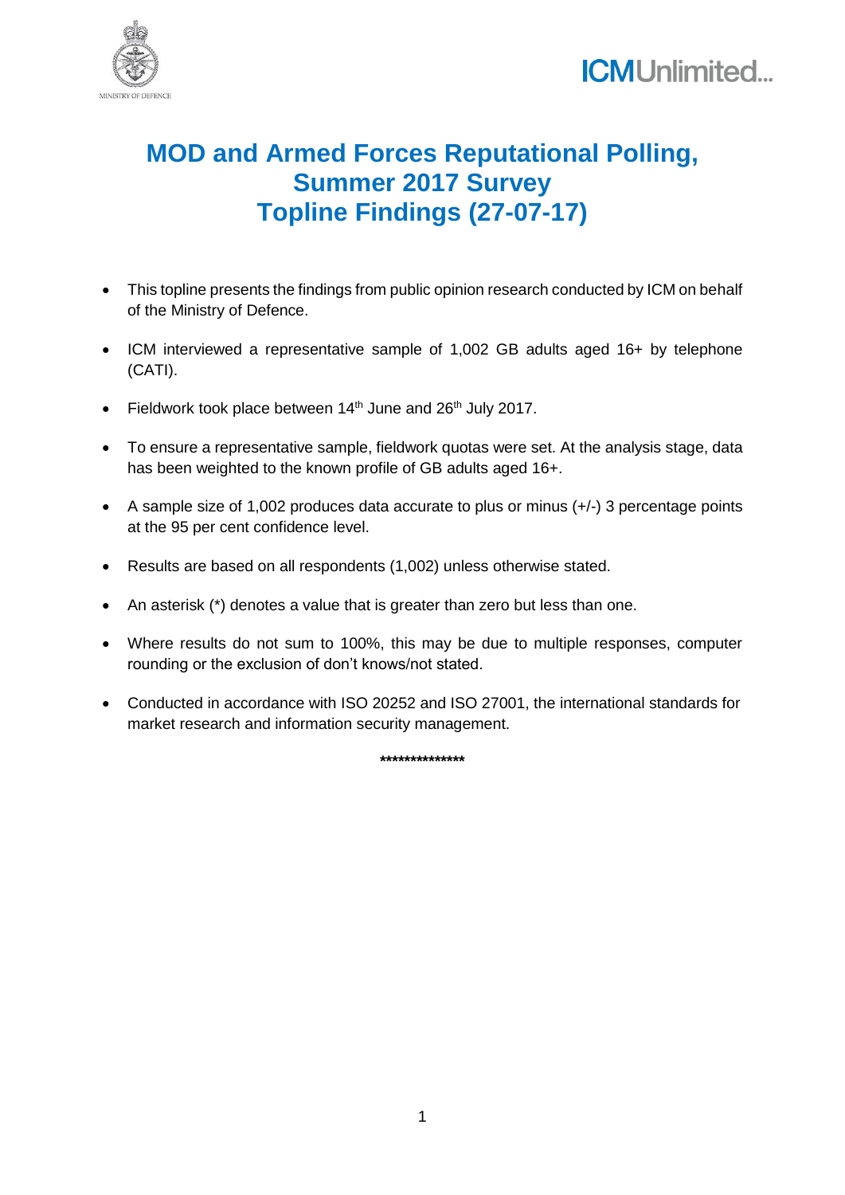# MOD and Armed Forces Reputational Polling, Summer 2017 Survey Topline Findings (27-07-17)

- This topline presents the findings from public opinion research conducted by ICM on behalf of the Ministry of Defence.
- ICM interviewed a representative sample of 1,002 GB adults aged 16+ by telephone (CATI).
- Fieldwork took place between 14th June and 26th July 2017.
- To ensure a representative sample, fieldwork quotas were set. At the analysis stage, data has been weighted to the known profile of GB adults aged 16+.
- A sample size of 1,002 produces data accurate to plus or minus (+/-) 3 percentage points at the 95 per cent confidence level.
- Results are based on all respondents (1,002) unless otherwise stated.
- An asterisk (*) denotes a value that is greater than zero but less than one.
- Where results do not sum to 100%, this may be due to multiple responses, computer rounding or the exclusion of don't knows/not stated.
- Conducted in accordance with ISO 20252 and ISO 27001, the international standards for market research and information security management.

***************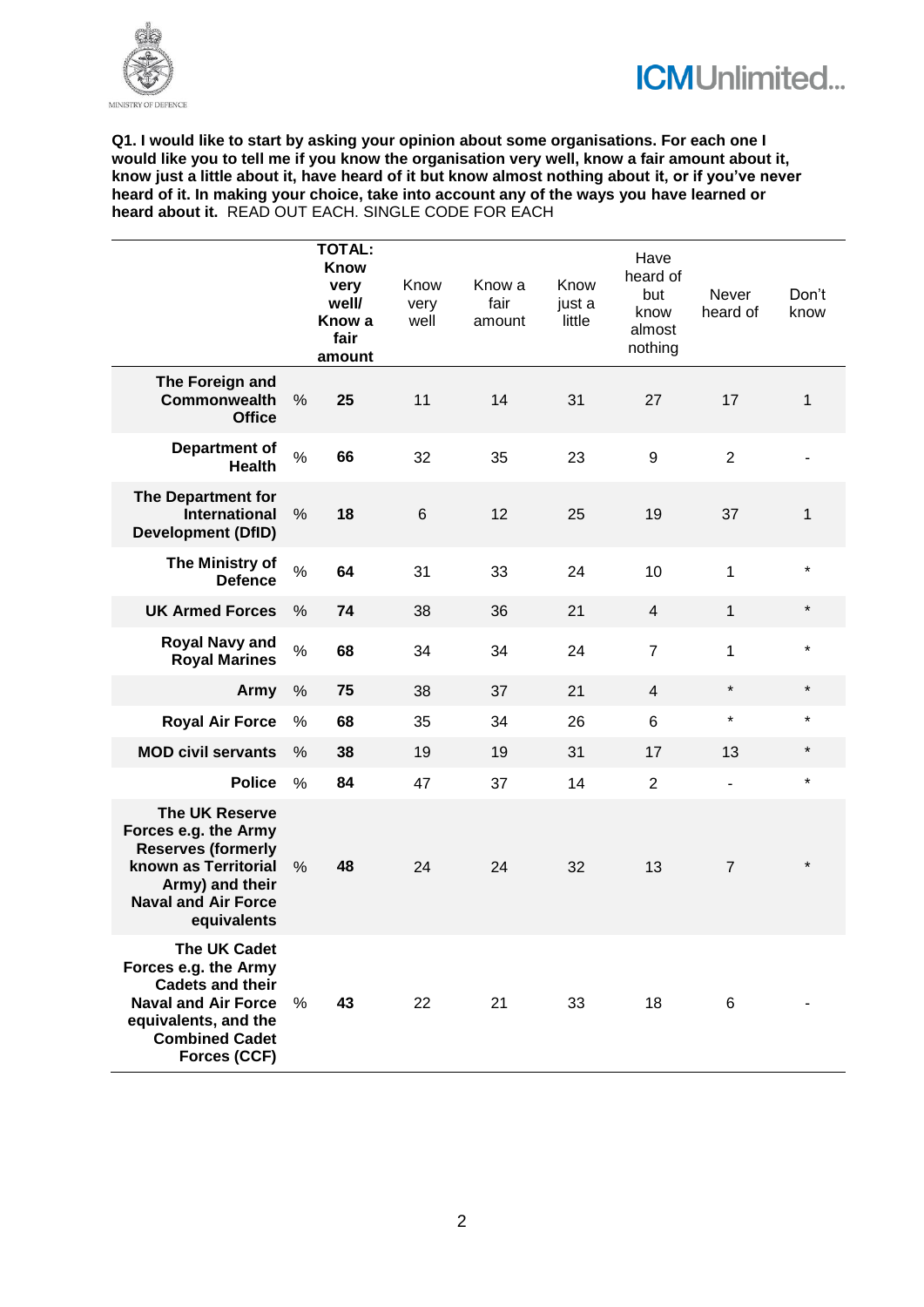**Q1. I would like to start by asking your opinion about some organisations. For each one I would like you to tell me if you know the organisation very well, know a fair amount about it, know just a little about it, have heard of it but know almost nothing about it, or if you've never heard of it. In making your choice, take into account any of the ways you have learned or heard about it.** READ OUT EACH. SINGLE CODE FOR EACH

| | | TOTAL: Know very well/ Know a fair amount | Know very well | Know a fair amount | Know just a little | Have heard of but know almost nothing | Never heard of | Don't know |
|---|---|---|---|---|---|---|---|---|
| **The Foreign and Commonwealth Office** | % | **25** | 11 | 14 | 31 | 27 | 17 | 1 |
| **Department of Health** | % | **66** | 32 | 35 | 23 | 9 | 2 | - |
| **The Department for International Development (DfID)** | % | **18** | 6 | 12 | 25 | 19 | 37 | 1 |
| **The Ministry of Defence** | % | **64** | 31 | 33 | 24 | 10 | 1 | * |
| **UK Armed Forces** | % | **74** | 38 | 36 | 21 | 4 | 1 | * |
| **Royal Navy and Royal Marines** | % | **68** | 34 | 34 | 24 | 7 | 1 | * |
| **Army** | % | **75** | 38 | 37 | 21 | 4 | * | * |
| **Royal Air Force** | % | **68** | 35 | 34 | 26 | 6 | * | * |
| **MOD civil servants** | % | **38** | 19 | 19 | 31 | 17 | 13 | * |
| **Police** | % | **84** | 47 | 37 | 14 | 2 | - | * |
| **The UK Reserve Forces e.g. the Army Reserves (formerly known as Territorial Army) and their Naval and Air Force equivalents** | % | **48** | 24 | 24 | 32 | 13 | 7 | * |
| **The UK Cadet Forces e.g. the Army Cadets and their Naval and Air Force equivalents, and the Combined Cadet Forces (CCF)** | % | **43** | 22 | 21 | 33 | 18 | 6 | - |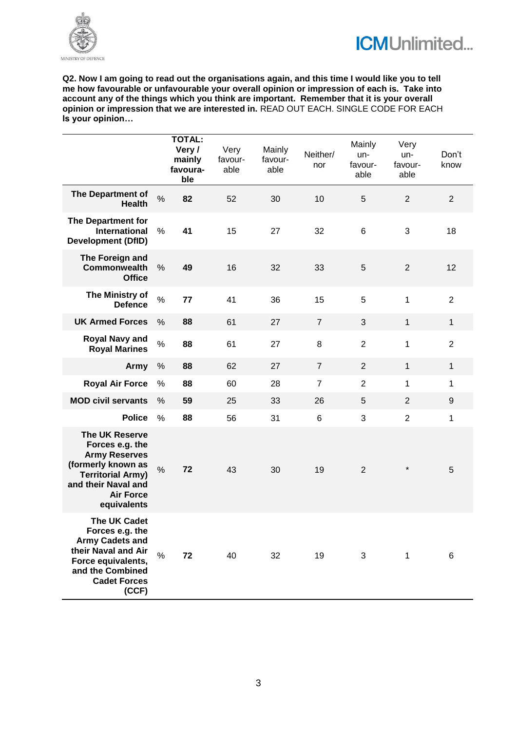**Q2. Now I am going to read out the organisations again, and this time I would like you to tell me how favourable or unfavourable your overall opinion or impression of each is. Take into account any of the things which you think are important. Remember that it is your overall opinion or impression that we are interested in.** READ OUT EACH. SINGLE CODE FOR EACH
**Is your opinion…**

| | | **TOTAL: Very / mainly favourable** | Very favourable | Mainly favourable | Neither/ nor | Mainly unfavourable | Very unfavourable | Don't know |
|---|---|---|---|---|---|---|---|---|
| **The Department of Health** | % | **82** | 52 | 30 | 10 | 5 | 2 | 2 |
| **The Department for International Development (DfID)** | % | **41** | 15 | 27 | 32 | 6 | 3 | 18 |
| **The Foreign and Commonwealth Office** | % | **49** | 16 | 32 | 33 | 5 | 2 | 12 |
| **The Ministry of Defence** | % | **77** | 41 | 36 | 15 | 5 | 1 | 2 |
| **UK Armed Forces** | % | **88** | 61 | 27 | 7 | 3 | 1 | 1 |
| **Royal Navy and Royal Marines** | % | **88** | 61 | 27 | 8 | 2 | 1 | 2 |
| **Army** | % | **88** | 62 | 27 | 7 | 2 | 1 | 1 |
| **Royal Air Force** | % | **88** | 60 | 28 | 7 | 2 | 1 | 1 |
| **MOD civil servants** | % | **59** | 25 | 33 | 26 | 5 | 2 | 9 |
| **Police** | % | **88** | 56 | 31 | 6 | 3 | 2 | 1 |
| **The UK Reserve Forces e.g. the Army Reserves (formerly known as Territorial Army) and their Naval and Air Force equivalents** | % | **72** | 43 | 30 | 19 | 2 | * | 5 |
| **The UK Cadet Forces e.g. the Army Cadets and their Naval and Air Force equivalents, and the Combined Cadet Forces (CCF)** | % | **72** | 40 | 32 | 19 | 3 | 1 | 6 |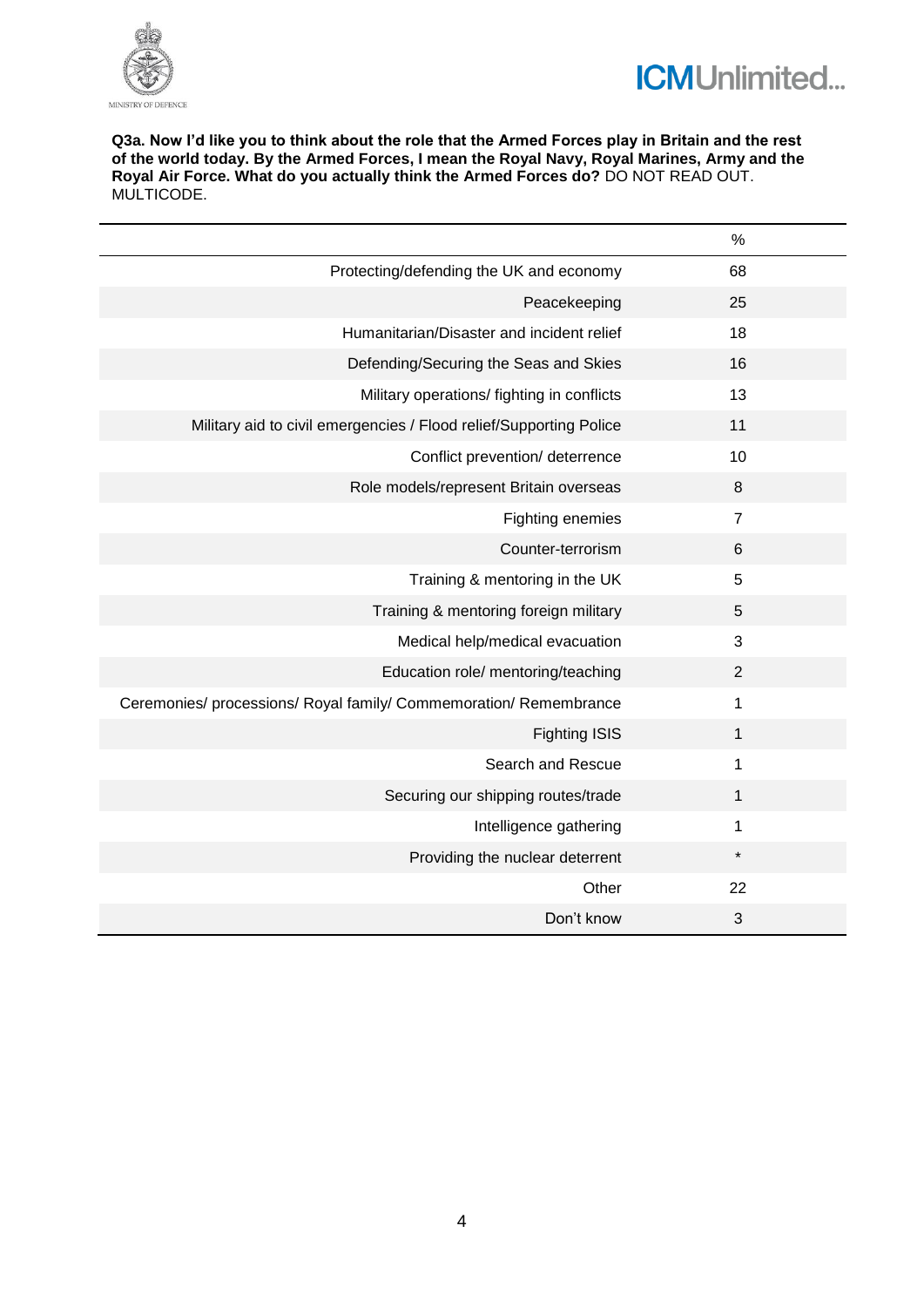**Q3a. Now I'd like you to think about the role that the Armed Forces play in Britain and the rest of the world today. By the Armed Forces, I mean the Royal Navy, Royal Marines, Army and the Royal Air Force. What do you actually think the Armed Forces do?** DO NOT READ OUT. MULTICODE.

| | % |
|---|---|
| Protecting/defending the UK and economy | 68 |
| Peacekeeping | 25 |
| Humanitarian/Disaster and incident relief | 18 |
| Defending/Securing the Seas and Skies | 16 |
| Military operations/ fighting in conflicts | 13 |
| Military aid to civil emergencies / Flood relief/Supporting Police | 11 |
| Conflict prevention/ deterrence | 10 |
| Role models/represent Britain overseas | 8 |
| Fighting enemies | 7 |
| Counter-terrorism | 6 |
| Training & mentoring in the UK | 5 |
| Training & mentoring foreign military | 5 |
| Medical help/medical evacuation | 3 |
| Education role/ mentoring/teaching | 2 |
| Ceremonies/ processions/ Royal family/ Commemoration/ Remembrance | 1 |
| Fighting ISIS | 1 |
| Search and Rescue | 1 |
| Securing our shipping routes/trade | 1 |
| Intelligence gathering | 1 |
| Providing the nuclear deterrent | * |
| Other | 22 |
| Don't know | 3 |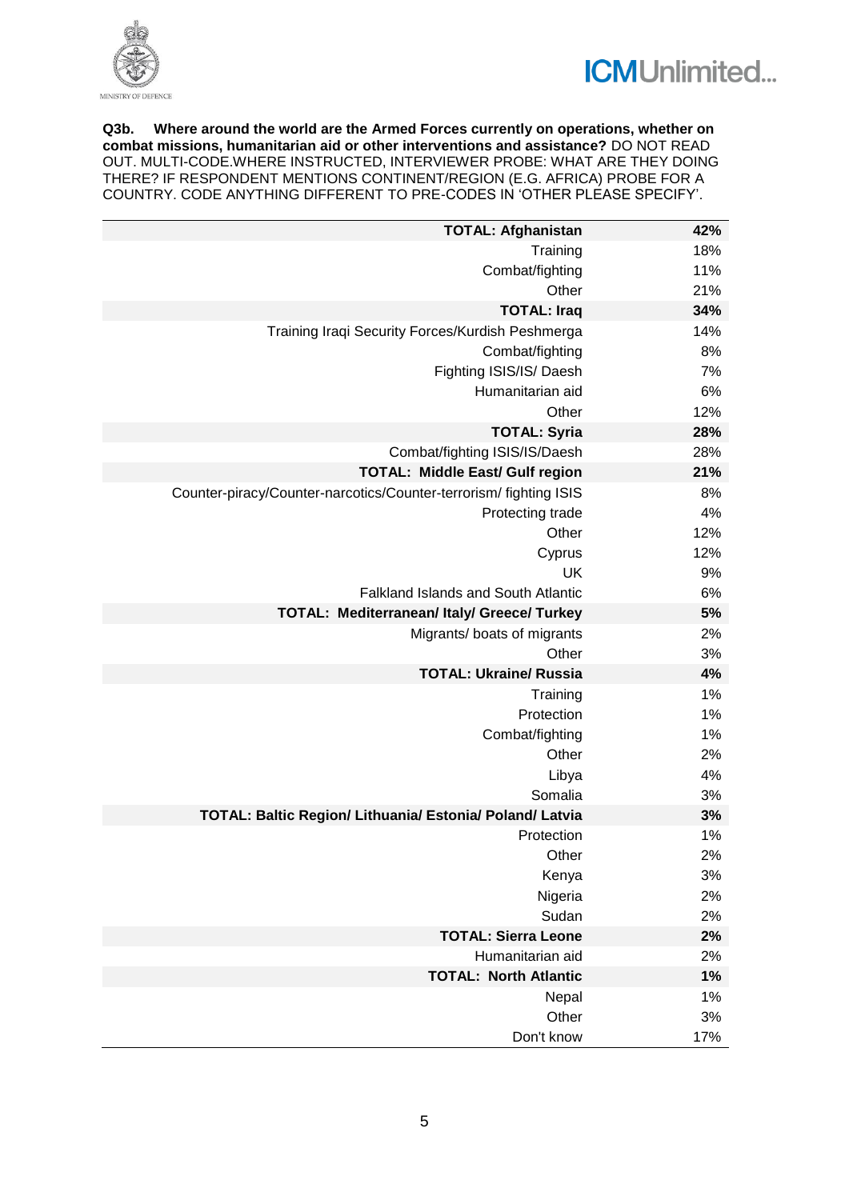**Q3b. Where around the world are the Armed Forces currently on operations, whether on combat missions, humanitarian aid or other interventions and assistance?** DO NOT READ OUT. MULTI-CODE.WHERE INSTRUCTED, INTERVIEWER PROBE: WHAT ARE THEY DOING THERE? IF RESPONDENT MENTIONS CONTINENT/REGION (E.G. AFRICA) PROBE FOR A COUNTRY. CODE ANYTHING DIFFERENT TO PRE-CODES IN 'OTHER PLEASE SPECIFY'.

| | |
|---|---|
| **TOTAL: Afghanistan** | **42%** |
| Training | 18% |
| Combat/fighting | 11% |
| Other | 21% |
| **TOTAL: Iraq** | **34%** |
| Training Iraqi Security Forces/Kurdish Peshmerga | 14% |
| Combat/fighting | 8% |
| Fighting ISIS/IS/ Daesh | 7% |
| Humanitarian aid | 6% |
| Other | 12% |
| **TOTAL: Syria** | **28%** |
| Combat/fighting ISIS/IS/Daesh | 28% |
| **TOTAL: Middle East/ Gulf region** | **21%** |
| Counter-piracy/Counter-narcotics/Counter-terrorism/ fighting ISIS | 8% |
| Protecting trade | 4% |
| Other | 12% |
| Cyprus | 12% |
| UK | 9% |
| Falkland Islands and South Atlantic | 6% |
| **TOTAL: Mediterranean/ Italy/ Greece/ Turkey** | **5%** |
| Migrants/ boats of migrants | 2% |
| Other | 3% |
| **TOTAL: Ukraine/ Russia** | **4%** |
| Training | 1% |
| Protection | 1% |
| Combat/fighting | 1% |
| Other | 2% |
| Libya | 4% |
| Somalia | 3% |
| **TOTAL: Baltic Region/ Lithuania/ Estonia/ Poland/ Latvia** | **3%** |
| Protection | 1% |
| Other | 2% |
| Kenya | 3% |
| Nigeria | 2% |
| Sudan | 2% |
| **TOTAL: Sierra Leone** | **2%** |
| Humanitarian aid | 2% |
| **TOTAL: North Atlantic** | **1%** |
| Nepal | 1% |
| Other | 3% |
| Don't know | 17% |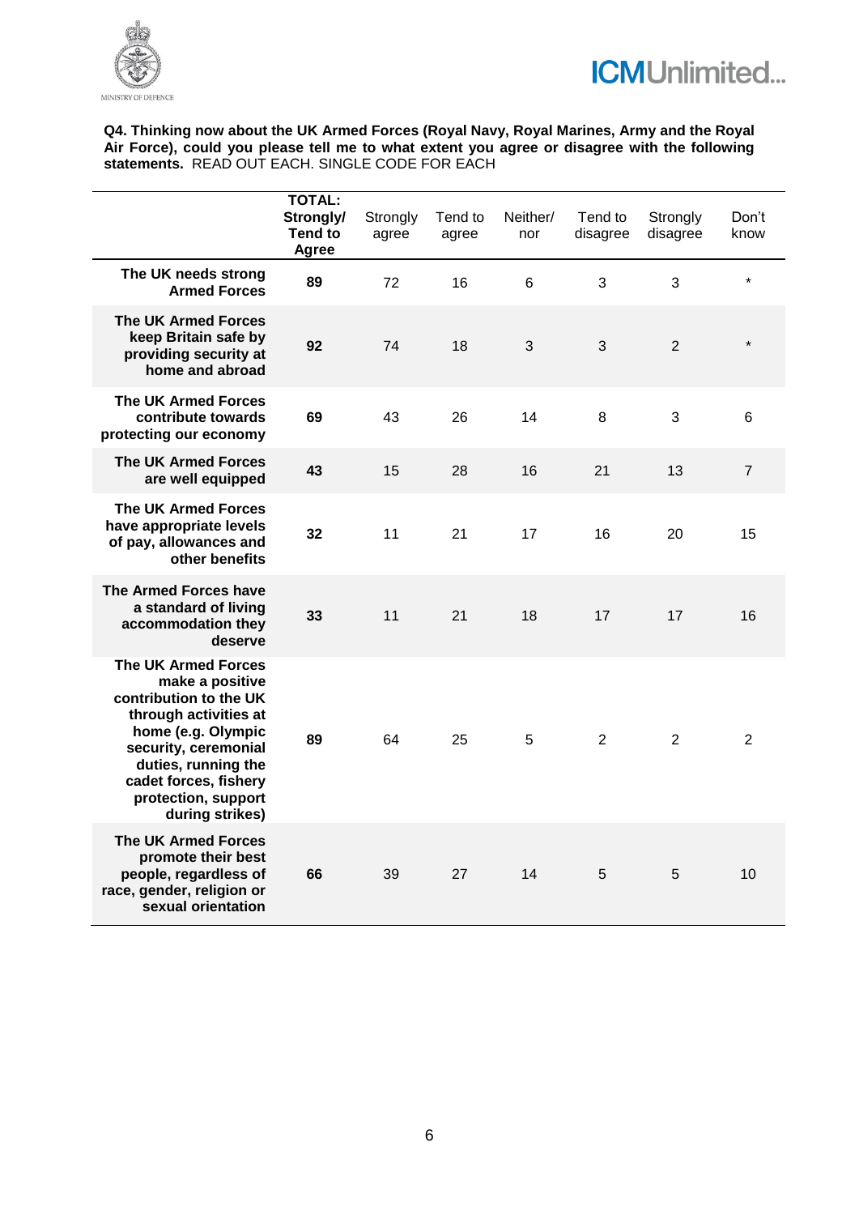**Q4. Thinking now about the UK Armed Forces (Royal Navy, Royal Marines, Army and the Royal Air Force), could you please tell me to what extent you agree or disagree with the following statements.** READ OUT EACH. SINGLE CODE FOR EACH

| | **TOTAL: Strongly/ Tend to Agree** | Strongly agree | Tend to agree | Neither/ nor | Tend to disagree | Strongly disagree | Don't know |
|---|---|---|---|---|---|---|---|
| **The UK needs strong Armed Forces** | **89** | 72 | 16 | 6 | 3 | 3 | * |
| **The UK Armed Forces keep Britain safe by providing security at home and abroad** | **92** | 74 | 18 | 3 | 3 | 2 | * |
| **The UK Armed Forces contribute towards protecting our economy** | **69** | 43 | 26 | 14 | 8 | 3 | 6 |
| **The UK Armed Forces are well equipped** | **43** | 15 | 28 | 16 | 21 | 13 | 7 |
| **The UK Armed Forces have appropriate levels of pay, allowances and other benefits** | **32** | 11 | 21 | 17 | 16 | 20 | 15 |
| **The Armed Forces have a standard of living accommodation they deserve** | **33** | 11 | 21 | 18 | 17 | 17 | 16 |
| **The UK Armed Forces make a positive contribution to the UK through activities at home (e.g. Olympic security, ceremonial duties, running the cadet forces, fishery protection, support during strikes)** | **89** | 64 | 25 | 5 | 2 | 2 | 2 |
| **The UK Armed Forces promote their best people, regardless of race, gender, religion or sexual orientation** | **66** | 39 | 27 | 14 | 5 | 5 | 10 |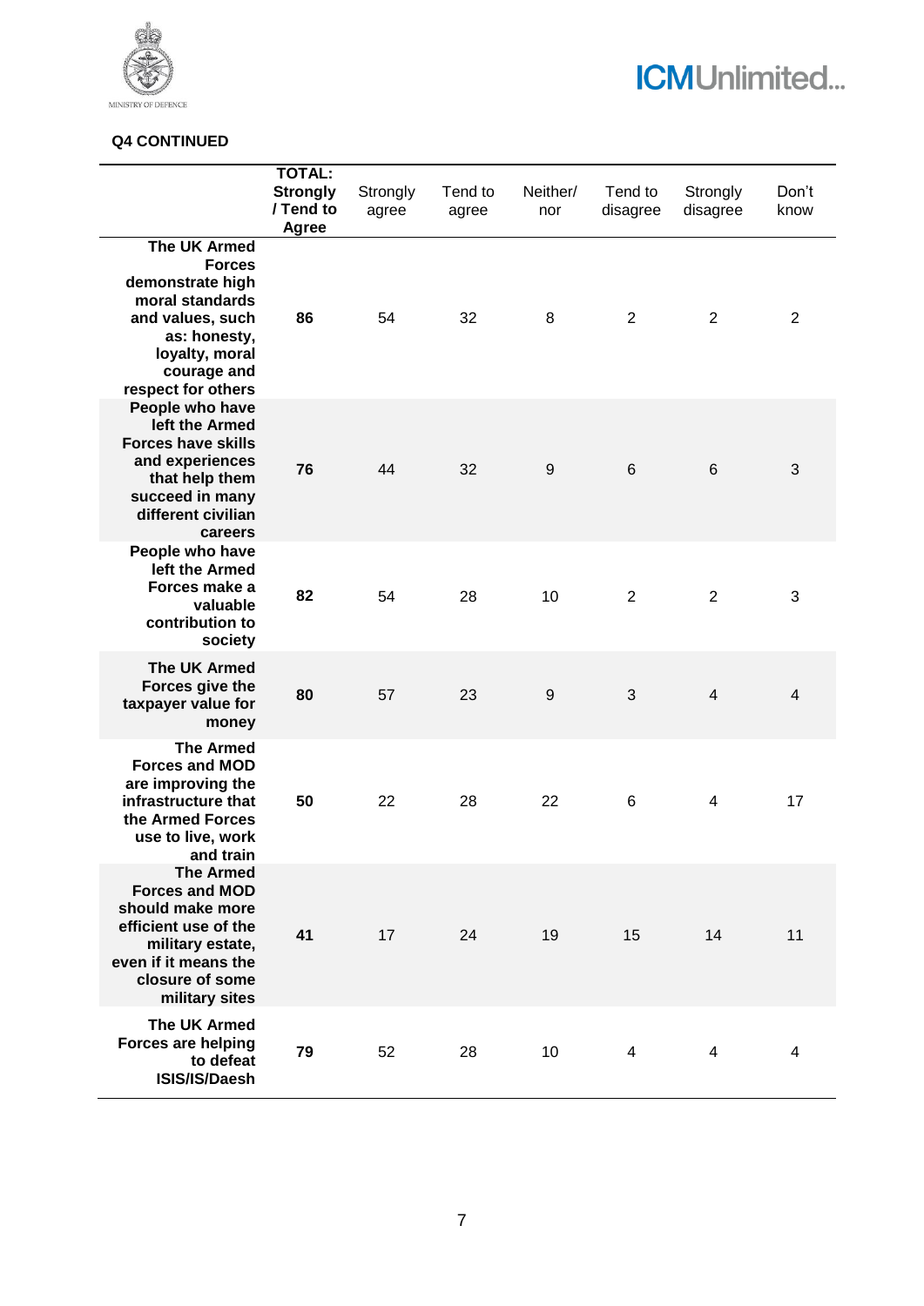**Q4 CONTINUED**

| | TOTAL: Strongly / Tend to Agree | Strongly agree | Tend to agree | Neither/ nor | Tend to disagree | Strongly disagree | Don't know |
|---|---|---|---|---|---|---|---|
| **The UK Armed Forces demonstrate high moral standards and values, such as: honesty, loyalty, moral courage and respect for others** | **86** | 54 | 32 | 8 | 2 | 2 | 2 |
| **People who have left the Armed Forces have skills and experiences that help them succeed in many different civilian careers** | **76** | 44 | 32 | 9 | 6 | 6 | 3 |
| **People who have left the Armed Forces make a valuable contribution to society** | **82** | 54 | 28 | 10 | 2 | 2 | 3 |
| **The UK Armed Forces give the taxpayer value for money** | **80** | 57 | 23 | 9 | 3 | 4 | 4 |
| **The Armed Forces and MOD are improving the infrastructure that the Armed Forces use to live, work and train** | **50** | 22 | 28 | 22 | 6 | 4 | 17 |
| **The Armed Forces and MOD should make more efficient use of the military estate, even if it means the closure of some military sites** | **41** | 17 | 24 | 19 | 15 | 14 | 11 |
| **The UK Armed Forces are helping to defeat ISIS/IS/Daesh** | **79** | 52 | 28 | 10 | 4 | 4 | 4 |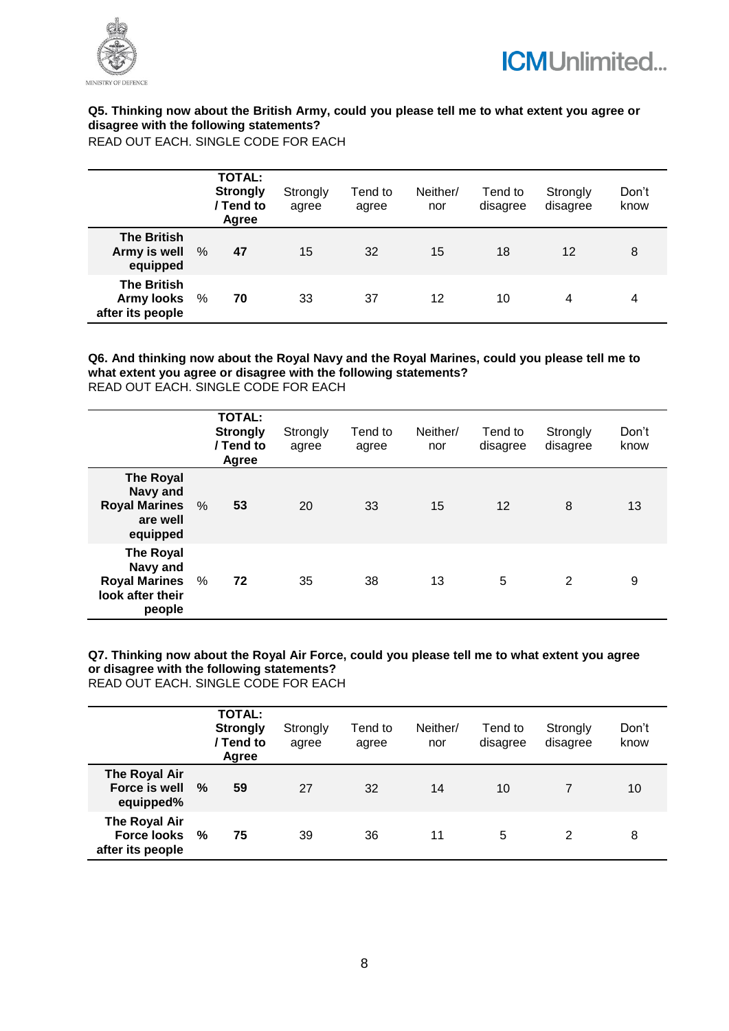**Q5. Thinking now about the British Army, could you please tell me to what extent you agree or disagree with the following statements?**
READ OUT EACH. SINGLE CODE FOR EACH

| | | TOTAL: Strongly / Tend to Agree | Strongly agree | Tend to agree | Neither/ nor | Tend to disagree | Strongly disagree | Don't know |
|---|---|---|---|---|---|---|---|---|
| **The British Army is well equipped** | % | **47** | 15 | 32 | 15 | 18 | 12 | 8 |
| **The British Army looks after its people** | % | **70** | 33 | 37 | 12 | 10 | 4 | 4 |

**Q6. And thinking now about the Royal Navy and the Royal Marines, could you please tell me to what extent you agree or disagree with the following statements?**
READ OUT EACH. SINGLE CODE FOR EACH

| | | TOTAL: Strongly / Tend to Agree | Strongly agree | Tend to agree | Neither/ nor | Tend to disagree | Strongly disagree | Don't know |
|---|---|---|---|---|---|---|---|---|
| **The Royal Navy and Royal Marines are well equipped** | % | **53** | 20 | 33 | 15 | 12 | 8 | 13 |
| **The Royal Navy and Royal Marines look after their people** | % | **72** | 35 | 38 | 13 | 5 | 2 | 9 |

**Q7. Thinking now about the Royal Air Force, could you please tell me to what extent you agree or disagree with the following statements?**
READ OUT EACH. SINGLE CODE FOR EACH

| | | TOTAL: Strongly / Tend to Agree | Strongly agree | Tend to agree | Neither/ nor | Tend to disagree | Strongly disagree | Don't know |
|---|---|---|---|---|---|---|---|---|
| **The Royal Air Force is well equipped%** | **%** | **59** | 27 | 32 | 14 | 10 | 7 | 10 |
| **The Royal Air Force looks after its people** | **%** | **75** | 39 | 36 | 11 | 5 | 2 | 8 |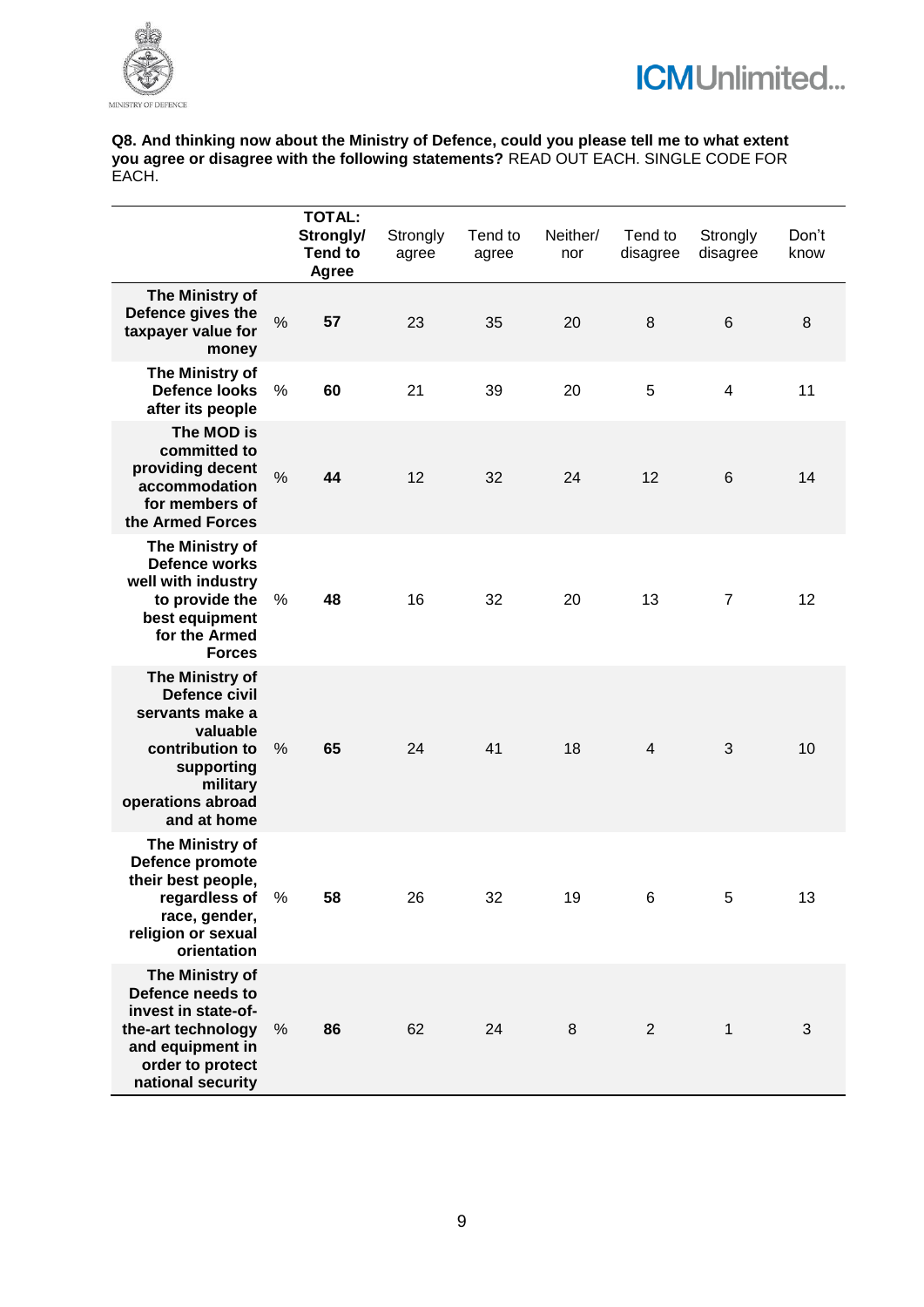**Q8. And thinking now about the Ministry of Defence, could you please tell me to what extent you agree or disagree with the following statements?** READ OUT EACH. SINGLE CODE FOR EACH.

| | | **TOTAL: Strongly/ Tend to Agree** | Strongly agree | Tend to agree | Neither/ nor | Tend to disagree | Strongly disagree | Don't know |
|---|---|---|---|---|---|---|---|---|
| **The Ministry of Defence gives the taxpayer value for money** | % | **57** | 23 | 35 | 20 | 8 | 6 | 8 |
| **The Ministry of Defence looks after its people** | % | **60** | 21 | 39 | 20 | 5 | 4 | 11 |
| **The MOD is committed to providing decent accommodation for members of the Armed Forces** | % | **44** | 12 | 32 | 24 | 12 | 6 | 14 |
| **The Ministry of Defence works well with industry to provide the best equipment for the Armed Forces** | % | **48** | 16 | 32 | 20 | 13 | 7 | 12 |
| **The Ministry of Defence civil servants make a valuable contribution to supporting military operations abroad and at home** | % | **65** | 24 | 41 | 18 | 4 | 3 | 10 |
| **The Ministry of Defence promote their best people, regardless of race, gender, religion or sexual orientation** | % | **58** | 26 | 32 | 19 | 6 | 5 | 13 |
| **The Ministry of Defence needs to invest in state-of-the-art technology and equipment in order to protect national security** | % | **86** | 62 | 24 | 8 | 2 | 1 | 3 |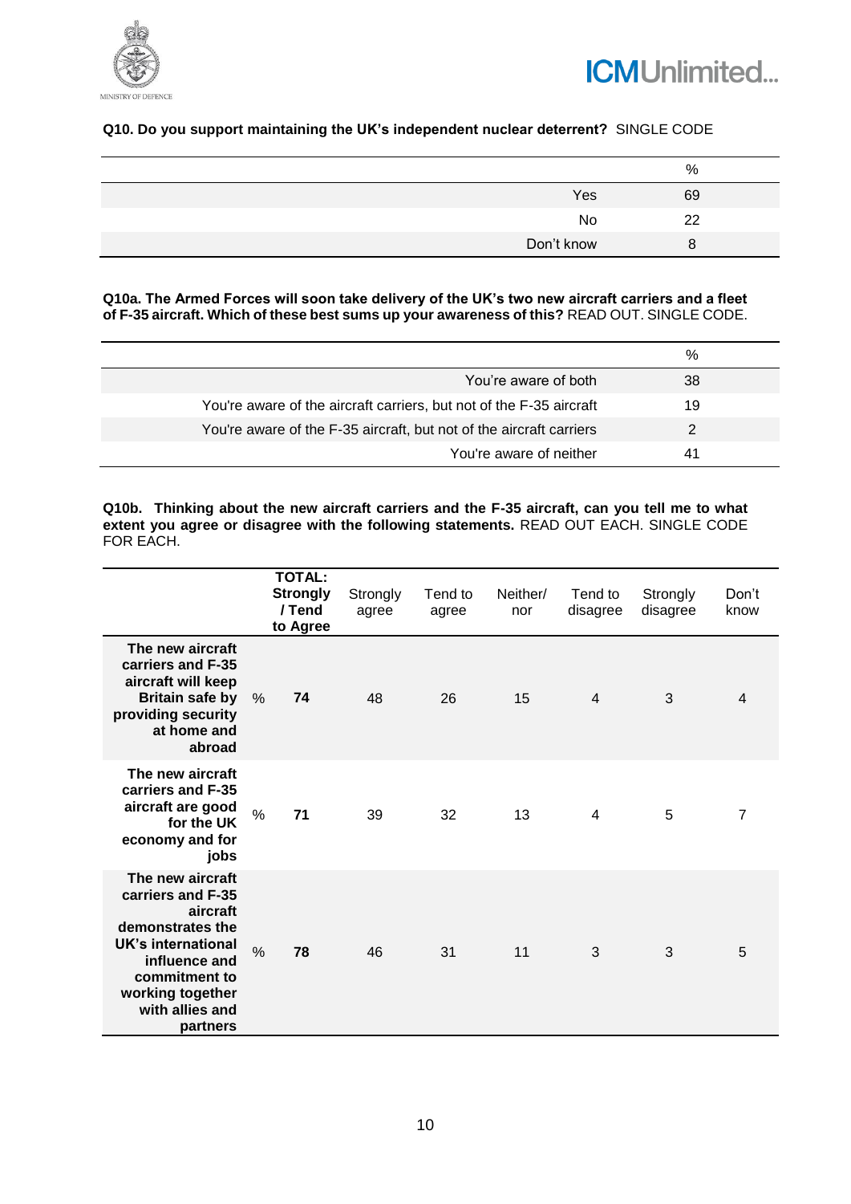**Q10. Do you support maintaining the UK's independent nuclear deterrent?** SINGLE CODE

| | % |
|---|---|
| Yes | 69 |
| No | 22 |
| Don't know | 8 |

**Q10a. The Armed Forces will soon take delivery of the UK's two new aircraft carriers and a fleet of F-35 aircraft. Which of these best sums up your awareness of this?** READ OUT. SINGLE CODE.

| | % |
|---|---|
| You're aware of both | 38 |
| You're aware of the aircraft carriers, but not of the F-35 aircraft | 19 |
| You're aware of the F-35 aircraft, but not of the aircraft carriers | 2 |
| You're aware of neither | 41 |

**Q10b. Thinking about the new aircraft carriers and the F-35 aircraft, can you tell me to what extent you agree or disagree with the following statements.** READ OUT EACH. SINGLE CODE FOR EACH.

| | | **TOTAL: Strongly / Tend to Agree** | Strongly agree | Tend to agree | Neither/ nor | Tend to disagree | Strongly disagree | Don't know |
|---|---|---|---|---|---|---|---|---|
| **The new aircraft carriers and F-35 aircraft will keep Britain safe by providing security at home and abroad** | % | **74** | 48 | 26 | 15 | 4 | 3 | 4 |
| **The new aircraft carriers and F-35 aircraft are good for the UK economy and for jobs** | % | **71** | 39 | 32 | 13 | 4 | 5 | 7 |
| **The new aircraft carriers and F-35 aircraft demonstrates the UK's international influence and commitment to working together with allies and partners** | % | **78** | 46 | 31 | 11 | 3 | 3 | 5 |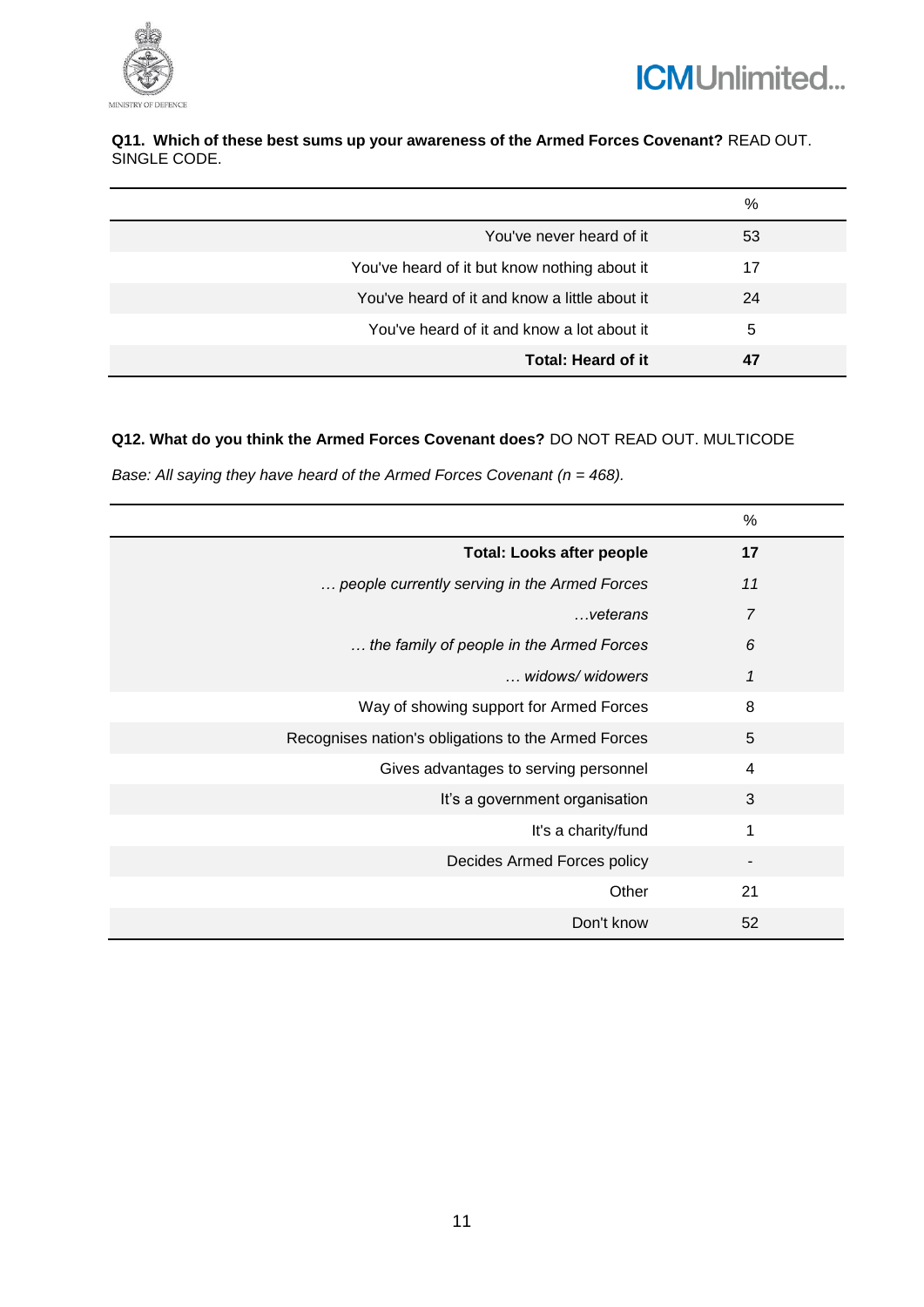**Q11. Which of these best sums up your awareness of the Armed Forces Covenant?** READ OUT. SINGLE CODE.

| | % |
|---|---|
| You've never heard of it | 53 |
| You've heard of it but know nothing about it | 17 |
| You've heard of it and know a little about it | 24 |
| You've heard of it and know a lot about it | 5 |
| **Total: Heard of it** | **47** |

**Q12. What do you think the Armed Forces Covenant does?** DO NOT READ OUT. MULTICODE

*Base: All saying they have heard of the Armed Forces Covenant (n = 468).*

| | % |
|---|---|
| **Total: Looks after people** | **17** |
| *… people currently serving in the Armed Forces* | *11* |
| *…veterans* | *7* |
| *… the family of people in the Armed Forces* | *6* |
| *… widows/ widowers* | *1* |
| Way of showing support for Armed Forces | 8 |
| Recognises nation's obligations to the Armed Forces | 5 |
| Gives advantages to serving personnel | 4 |
| It's a government organisation | 3 |
| It's a charity/fund | 1 |
| Decides Armed Forces policy | - |
| Other | 21 |
| Don't know | 52 |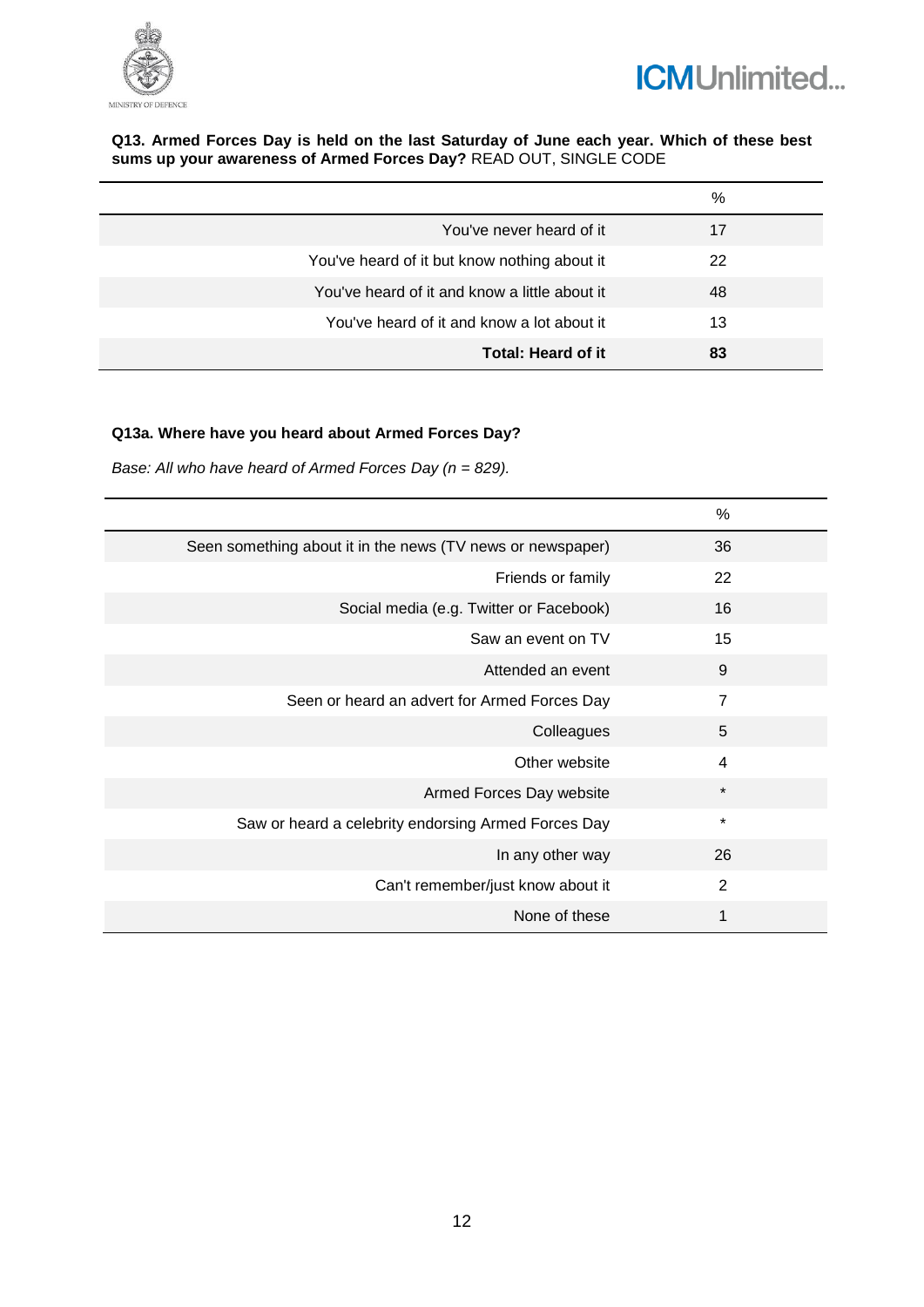**Q13. Armed Forces Day is held on the last Saturday of June each year. Which of these best sums up your awareness of Armed Forces Day?** READ OUT, SINGLE CODE

| | % |
|---|---|
| You've never heard of it | 17 |
| You've heard of it but know nothing about it | 22 |
| You've heard of it and know a little about it | 48 |
| You've heard of it and know a lot about it | 13 |
| **Total: Heard of it** | **83** |

**Q13a. Where have you heard about Armed Forces Day?**

*Base: All who have heard of Armed Forces Day (n = 829).*

| | % |
|---|---|
| Seen something about it in the news (TV news or newspaper) | 36 |
| Friends or family | 22 |
| Social media (e.g. Twitter or Facebook) | 16 |
| Saw an event on TV | 15 |
| Attended an event | 9 |
| Seen or heard an advert for Armed Forces Day | 7 |
| Colleagues | 5 |
| Other website | 4 |
| Armed Forces Day website | * |
| Saw or heard a celebrity endorsing Armed Forces Day | * |
| In any other way | 26 |
| Can't remember/just know about it | 2 |
| None of these | 1 |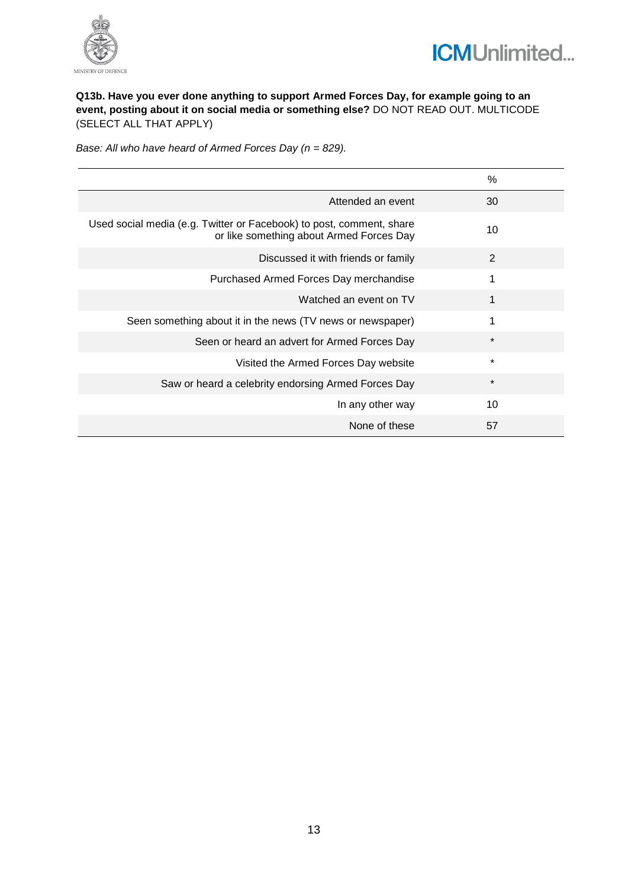**Q13b. Have you ever done anything to support Armed Forces Day, for example going to an event, posting about it on social media or something else?** DO NOT READ OUT. MULTICODE (SELECT ALL THAT APPLY)

*Base: All who have heard of Armed Forces Day (n = 829).*

| | % |
|---|---|
| Attended an event | 30 |
| Used social media (e.g. Twitter or Facebook) to post, comment, share or like something about Armed Forces Day | 10 |
| Discussed it with friends or family | 2 |
| Purchased Armed Forces Day merchandise | 1 |
| Watched an event on TV | 1 |
| Seen something about it in the news (TV news or newspaper) | 1 |
| Seen or heard an advert for Armed Forces Day | * |
| Visited the Armed Forces Day website | * |
| Saw or heard a celebrity endorsing Armed Forces Day | * |
| In any other way | 10 |
| None of these | 57 |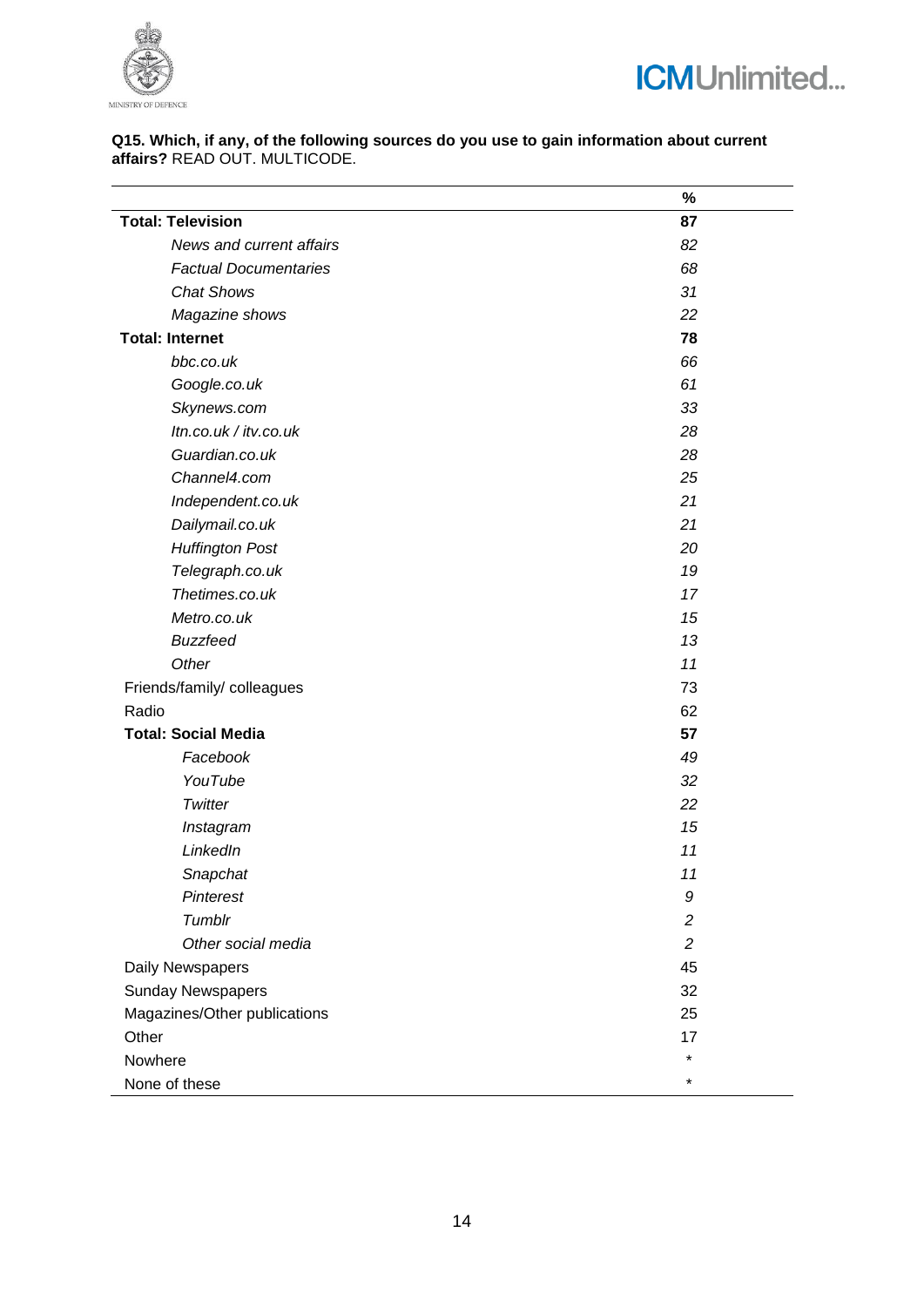**Q15. Which, if any, of the following sources do you use to gain information about current affairs?** READ OUT. MULTICODE.

| | % |
|---|---|
| **Total: Television** | **87** |
| *News and current affairs* | *82* |
| *Factual Documentaries* | *68* |
| *Chat Shows* | *31* |
| *Magazine shows* | *22* |
| **Total: Internet** | **78** |
| *bbc.co.uk* | *66* |
| *Google.co.uk* | *61* |
| *Skynews.com* | *33* |
| *Itn.co.uk / itv.co.uk* | *28* |
| *Guardian.co.uk* | *28* |
| *Channel4.com* | *25* |
| *Independent.co.uk* | *21* |
| *Dailymail.co.uk* | *21* |
| *Huffington Post* | *20* |
| *Telegraph.co.uk* | *19* |
| *Thetimes.co.uk* | *17* |
| *Metro.co.uk* | *15* |
| *Buzzfeed* | *13* |
| *Other* | *11* |
| Friends/family/ colleagues | 73 |
| Radio | 62 |
| **Total: Social Media** | **57** |
| *Facebook* | *49* |
| *YouTube* | *32* |
| *Twitter* | *22* |
| *Instagram* | *15* |
| *LinkedIn* | *11* |
| *Snapchat* | *11* |
| *Pinterest* | *9* |
| *Tumblr* | *2* |
| *Other social media* | *2* |
| Daily Newspapers | 45 |
| Sunday Newspapers | 32 |
| Magazines/Other publications | 25 |
| Other | 17 |
| Nowhere | * |
| None of these | * |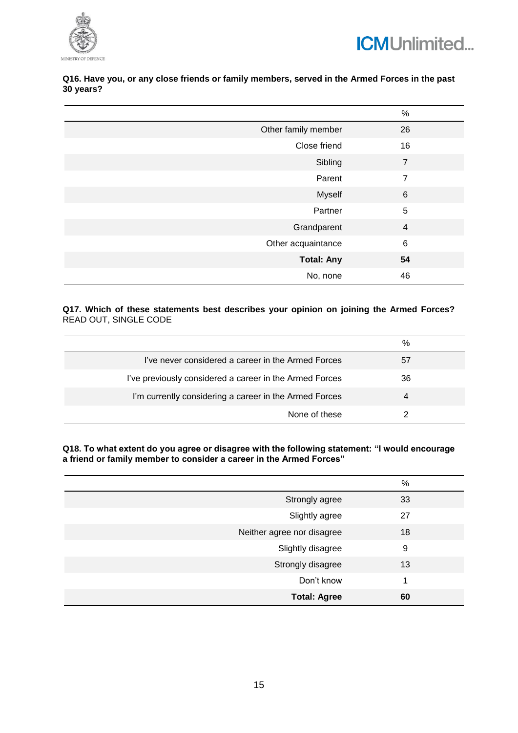**Q16. Have you, or any close friends or family members, served in the Armed Forces in the past 30 years?**

| | % |
|---|---|
| Other family member | 26 |
| Close friend | 16 |
| Sibling | 7 |
| Parent | 7 |
| Myself | 6 |
| Partner | 5 |
| Grandparent | 4 |
| Other acquaintance | 6 |
| **Total: Any** | **54** |
| No, none | 46 |

**Q17. Which of these statements best describes your opinion on joining the Armed Forces?** READ OUT, SINGLE CODE

| | % |
|---|---|
| I've never considered a career in the Armed Forces | 57 |
| I've previously considered a career in the Armed Forces | 36 |
| I'm currently considering a career in the Armed Forces | 4 |
| None of these | 2 |

**Q18. To what extent do you agree or disagree with the following statement: "I would encourage a friend or family member to consider a career in the Armed Forces"**

| | % |
|---|---|
| Strongly agree | 33 |
| Slightly agree | 27 |
| Neither agree nor disagree | 18 |
| Slightly disagree | 9 |
| Strongly disagree | 13 |
| Don't know | 1 |
| **Total: Agree** | **60** |